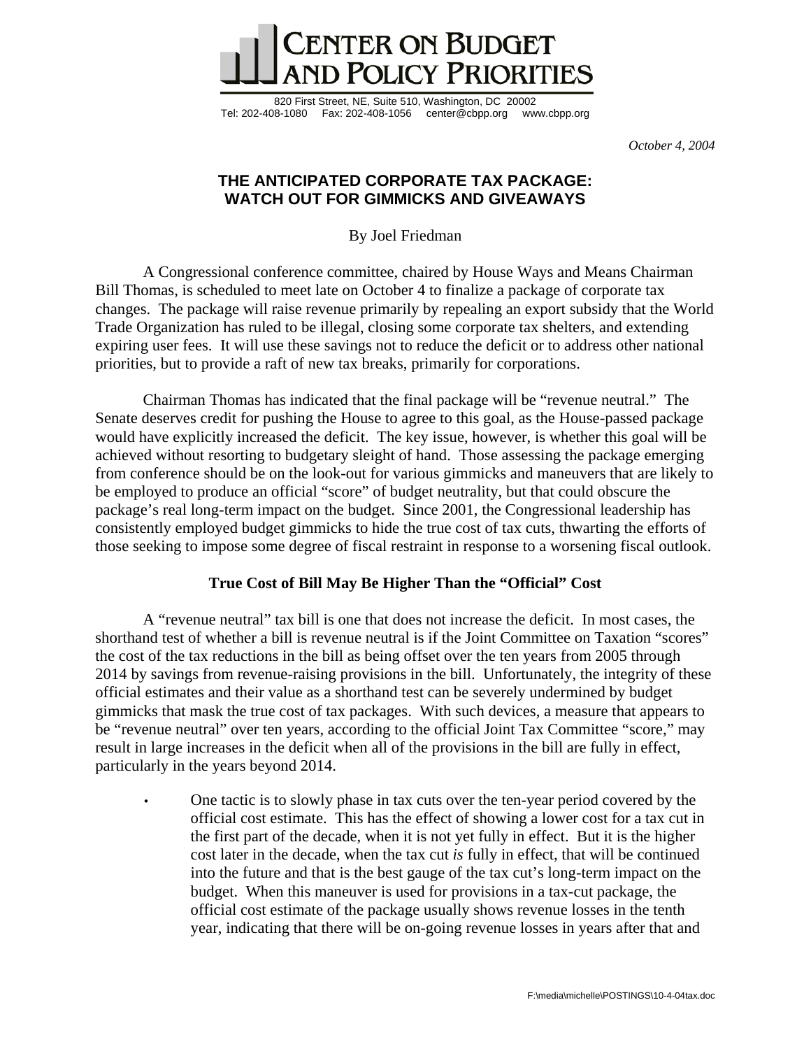# CENTER ON BUDGET AND POLICY PRIORITIES

820 First Street, NE, Suite 510, Washington, DC 20002
Tel: 202-408-1080 Fax: 202-408-1056 center@cbpp.org www.cbpp.org

*October 4, 2004*

## THE ANTICIPATED CORPORATE TAX PACKAGE: WATCH OUT FOR GIMMICKS AND GIVEAWAYS

By Joel Friedman

A Congressional conference committee, chaired by House Ways and Means Chairman Bill Thomas, is scheduled to meet late on October 4 to finalize a package of corporate tax changes. The package will raise revenue primarily by repealing an export subsidy that the World Trade Organization has ruled to be illegal, closing some corporate tax shelters, and extending expiring user fees. It will use these savings not to reduce the deficit or to address other national priorities, but to provide a raft of new tax breaks, primarily for corporations.

Chairman Thomas has indicated that the final package will be "revenue neutral." The Senate deserves credit for pushing the House to agree to this goal, as the House-passed package would have explicitly increased the deficit. The key issue, however, is whether this goal will be achieved without resorting to budgetary sleight of hand. Those assessing the package emerging from conference should be on the look-out for various gimmicks and maneuvers that are likely to be employed to produce an official "score" of budget neutrality, but that could obscure the package's real long-term impact on the budget. Since 2001, the Congressional leadership has consistently employed budget gimmicks to hide the true cost of tax cuts, thwarting the efforts of those seeking to impose some degree of fiscal restraint in response to a worsening fiscal outlook.

### True Cost of Bill May Be Higher Than the "Official" Cost

A "revenue neutral" tax bill is one that does not increase the deficit. In most cases, the shorthand test of whether a bill is revenue neutral is if the Joint Committee on Taxation "scores" the cost of the tax reductions in the bill as being offset over the ten years from 2005 through 2014 by savings from revenue-raising provisions in the bill. Unfortunately, the integrity of these official estimates and their value as a shorthand test can be severely undermined by budget gimmicks that mask the true cost of tax packages. With such devices, a measure that appears to be "revenue neutral" over ten years, according to the official Joint Tax Committee "score," may result in large increases in the deficit when all of the provisions in the bill are fully in effect, particularly in the years beyond 2014.

- One tactic is to slowly phase in tax cuts over the ten-year period covered by the official cost estimate. This has the effect of showing a lower cost for a tax cut in the first part of the decade, when it is not yet fully in effect. But it is the higher cost later in the decade, when the tax cut *is* fully in effect, that will be continued into the future and that is the best gauge of the tax cut's long-term impact on the budget. When this maneuver is used for provisions in a tax-cut package, the official cost estimate of the package usually shows revenue losses in the tenth year, indicating that there will be on-going revenue losses in years after that and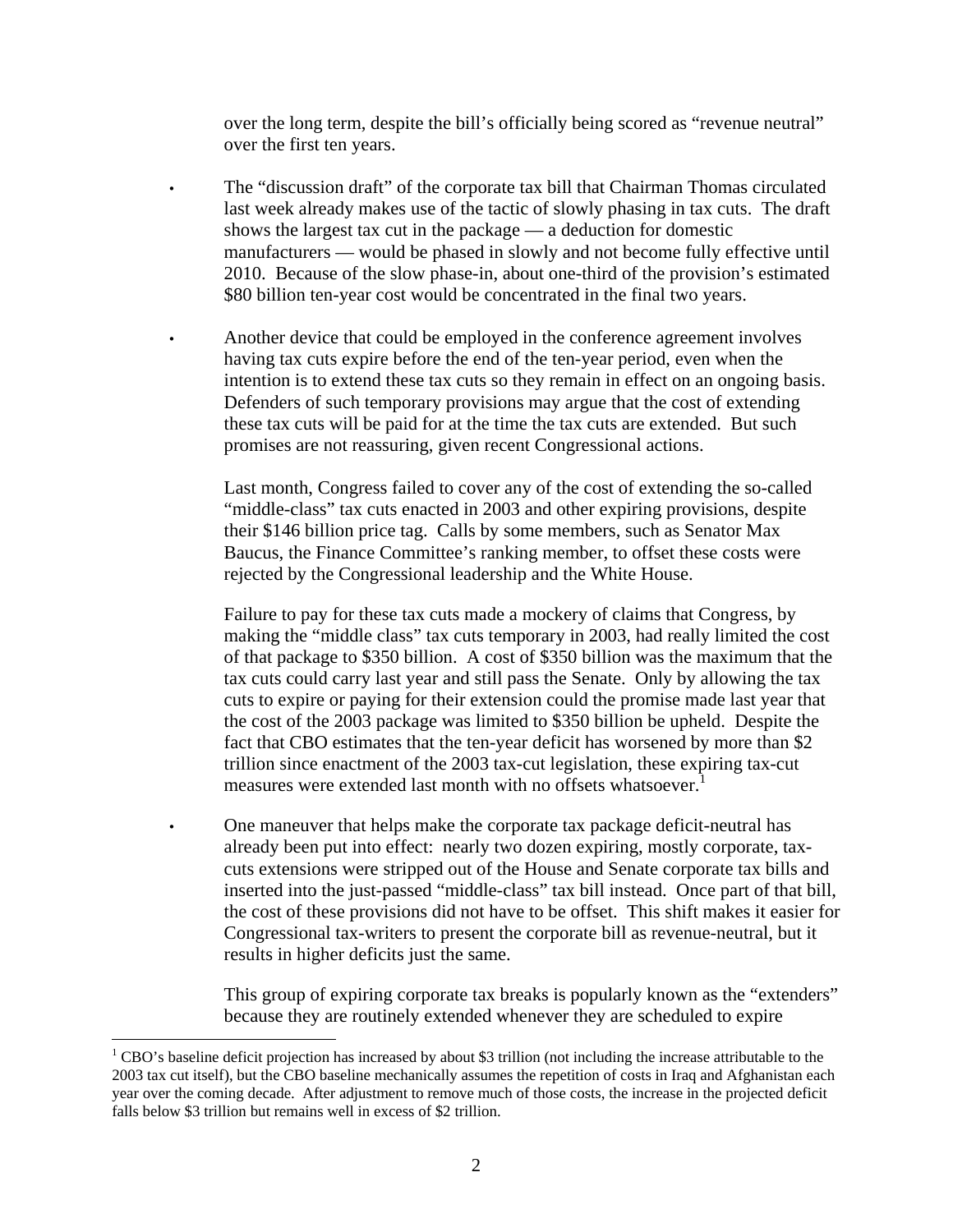over the long term, despite the bill's officially being scored as "revenue neutral" over the first ten years.

- The "discussion draft" of the corporate tax bill that Chairman Thomas circulated last week already makes use of the tactic of slowly phasing in tax cuts. The draft shows the largest tax cut in the package — a deduction for domestic manufacturers — would be phased in slowly and not become fully effective until 2010. Because of the slow phase-in, about one-third of the provision's estimated \$80 billion ten-year cost would be concentrated in the final two years.

- Another device that could be employed in the conference agreement involves having tax cuts expire before the end of the ten-year period, even when the intention is to extend these tax cuts so they remain in effect on an ongoing basis. Defenders of such temporary provisions may argue that the cost of extending these tax cuts will be paid for at the time the tax cuts are extended. But such promises are not reassuring, given recent Congressional actions.

  Last month, Congress failed to cover any of the cost of extending the so-called "middle-class" tax cuts enacted in 2003 and other expiring provisions, despite their \$146 billion price tag. Calls by some members, such as Senator Max Baucus, the Finance Committee's ranking member, to offset these costs were rejected by the Congressional leadership and the White House.

  Failure to pay for these tax cuts made a mockery of claims that Congress, by making the "middle class" tax cuts temporary in 2003, had really limited the cost of that package to \$350 billion. A cost of \$350 billion was the maximum that the tax cuts could carry last year and still pass the Senate. Only by allowing the tax cuts to expire or paying for their extension could the promise made last year that the cost of the 2003 package was limited to \$350 billion be upheld. Despite the fact that CBO estimates that the ten-year deficit has worsened by more than \$2 trillion since enactment of the 2003 tax-cut legislation, these expiring tax-cut measures were extended last month with no offsets whatsoever.[1]

- One maneuver that helps make the corporate tax package deficit-neutral has already been put into effect: nearly two dozen expiring, mostly corporate, tax-cuts extensions were stripped out of the House and Senate corporate tax bills and inserted into the just-passed "middle-class" tax bill instead. Once part of that bill, the cost of these provisions did not have to be offset. This shift makes it easier for Congressional tax-writers to present the corporate bill as revenue-neutral, but it results in higher deficits just the same.

  This group of expiring corporate tax breaks is popularly known as the "extenders" because they are routinely extended whenever they are scheduled to expire

---

[1] CBO's baseline deficit projection has increased by about \$3 trillion (not including the increase attributable to the 2003 tax cut itself), but the CBO baseline mechanically assumes the repetition of costs in Iraq and Afghanistan each year over the coming decade. After adjustment to remove much of those costs, the increase in the projected deficit falls below \$3 trillion but remains well in excess of \$2 trillion.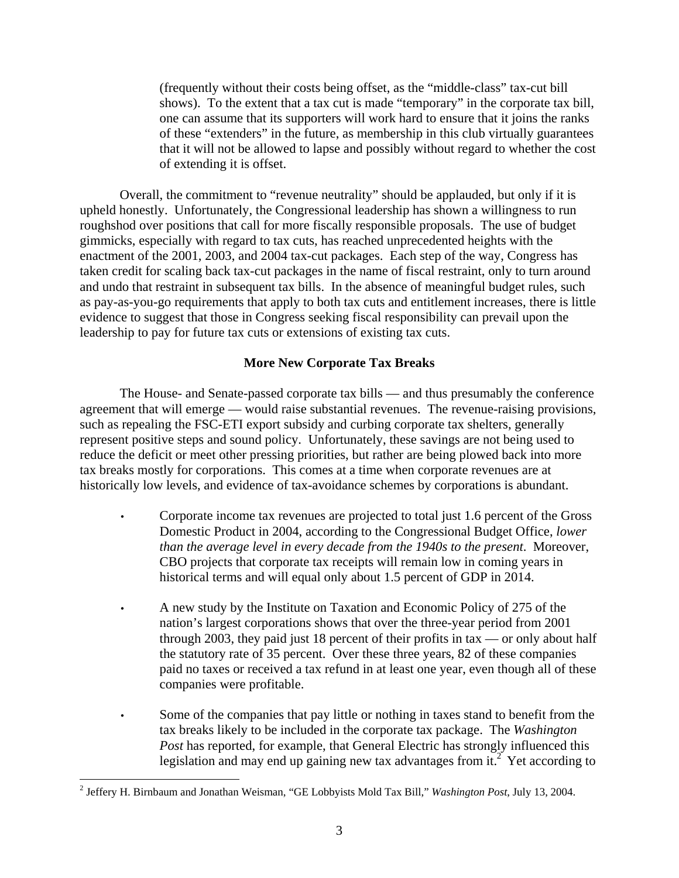(frequently without their costs being offset, as the "middle-class" tax-cut bill shows). To the extent that a tax cut is made "temporary" in the corporate tax bill, one can assume that its supporters will work hard to ensure that it joins the ranks of these "extenders" in the future, as membership in this club virtually guarantees that it will not be allowed to lapse and possibly without regard to whether the cost of extending it is offset.

Overall, the commitment to "revenue neutrality" should be applauded, but only if it is upheld honestly. Unfortunately, the Congressional leadership has shown a willingness to run roughshod over positions that call for more fiscally responsible proposals. The use of budget gimmicks, especially with regard to tax cuts, has reached unprecedented heights with the enactment of the 2001, 2003, and 2004 tax-cut packages. Each step of the way, Congress has taken credit for scaling back tax-cut packages in the name of fiscal restraint, only to turn around and undo that restraint in subsequent tax bills. In the absence of meaningful budget rules, such as pay-as-you-go requirements that apply to both tax cuts and entitlement increases, there is little evidence to suggest that those in Congress seeking fiscal responsibility can prevail upon the leadership to pay for future tax cuts or extensions of existing tax cuts.

**More New Corporate Tax Breaks**

The House- and Senate-passed corporate tax bills — and thus presumably the conference agreement that will emerge — would raise substantial revenues. The revenue-raising provisions, such as repealing the FSC-ETI export subsidy and curbing corporate tax shelters, generally represent positive steps and sound policy. Unfortunately, these savings are not being used to reduce the deficit or meet other pressing priorities, but rather are being plowed back into more tax breaks mostly for corporations. This comes at a time when corporate revenues are at historically low levels, and evidence of tax-avoidance schemes by corporations is abundant.

- Corporate income tax revenues are projected to total just 1.6 percent of the Gross Domestic Product in 2004, according to the Congressional Budget Office, *lower than the average level in every decade from the 1940s to the present*. Moreover, CBO projects that corporate tax receipts will remain low in coming years in historical terms and will equal only about 1.5 percent of GDP in 2014.

- A new study by the Institute on Taxation and Economic Policy of 275 of the nation's largest corporations shows that over the three-year period from 2001 through 2003, they paid just 18 percent of their profits in tax — or only about half the statutory rate of 35 percent. Over these three years, 82 of these companies paid no taxes or received a tax refund in at least one year, even though all of these companies were profitable.

- Some of the companies that pay little or nothing in taxes stand to benefit from the tax breaks likely to be included in the corporate tax package. The *Washington Post* has reported, for example, that General Electric has strongly influenced this legislation and may end up gaining new tax advantages from it.[2] Yet according to

[2] Jeffery H. Birnbaum and Jonathan Weisman, "GE Lobbyists Mold Tax Bill," *Washington Post*, July 13, 2004.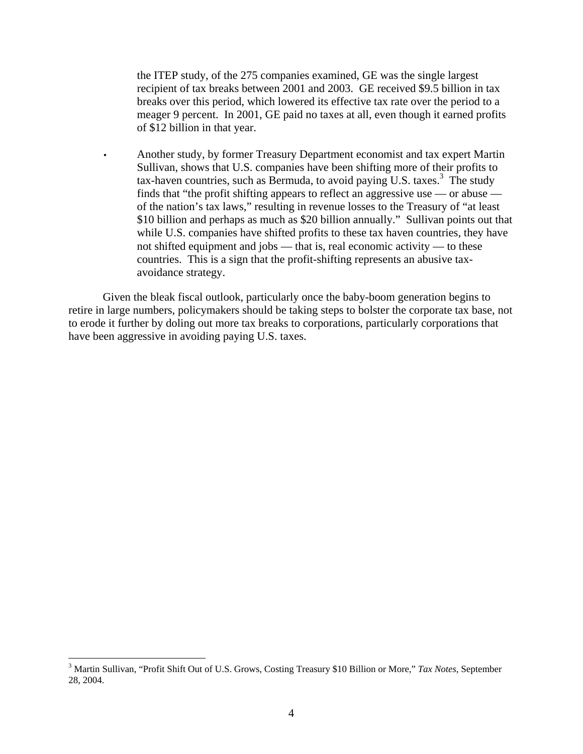the ITEP study, of the 275 companies examined, GE was the single largest recipient of tax breaks between 2001 and 2003. GE received $9.5 billion in tax breaks over this period, which lowered its effective tax rate over the period to a meager 9 percent. In 2001, GE paid no taxes at all, even though it earned profits of $12 billion in that year.

- Another study, by former Treasury Department economist and tax expert Martin Sullivan, shows that U.S. companies have been shifting more of their profits to tax-haven countries, such as Bermuda, to avoid paying U.S. taxes.[3] The study finds that "the profit shifting appears to reflect an aggressive use — or abuse — of the nation's tax laws," resulting in revenue losses to the Treasury of "at least $10 billion and perhaps as much as $20 billion annually." Sullivan points out that while U.S. companies have shifted profits to these tax haven countries, they have not shifted equipment and jobs — that is, real economic activity — to these countries. This is a sign that the profit-shifting represents an abusive tax-avoidance strategy.

Given the bleak fiscal outlook, particularly once the baby-boom generation begins to retire in large numbers, policymakers should be taking steps to bolster the corporate tax base, not to erode it further by doling out more tax breaks to corporations, particularly corporations that have been aggressive in avoiding paying U.S. taxes.

[3] Martin Sullivan, "Profit Shift Out of U.S. Grows, Costing Treasury $10 Billion or More," *Tax Notes*, September 28, 2004.